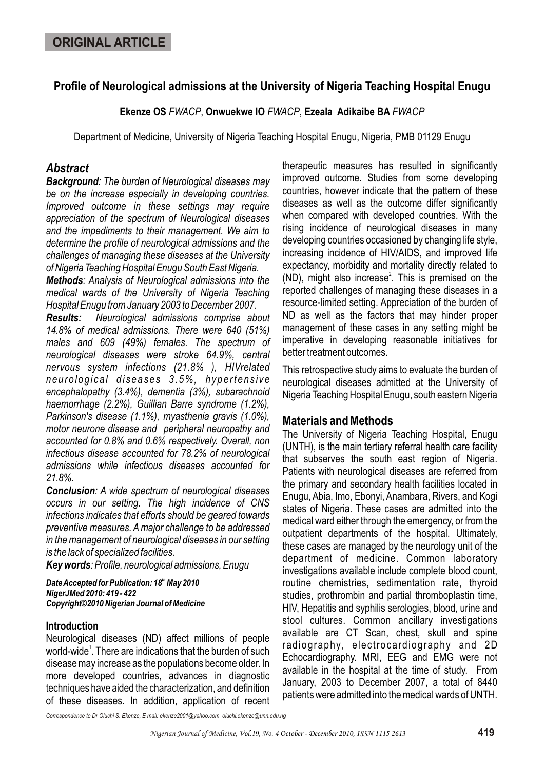**ORIGINAL ARTICLE**

# Profile of Neurological admissions at the University of Nigeria Teaching Hospital Enugu

**Ekenze OS** *FWACP*, **Onwuekwe IO** *FWACP*, **Ezeala Adikaibe BA** *FWACP*

Department of Medicine, University of Nigeria Teaching Hospital Enugu, Nigeria, PMB 01129 Enugu

## *Abstract*

***Background****: The burden of Neurological diseases may be on the increase especially in developing countries. Improved outcome in these settings may require appreciation of the spectrum of Neurological diseases and the impediments to their management. We aim to determine the profile of neurological admissions and the challenges of managing these diseases at the University of Nigeria Teaching Hospital Enugu South East Nigeria.*

***Methods****: Analysis of Neurological admissions into the medical wards of the University of Nigeria Teaching Hospital Enugu from January 2003 to December 2007.*

***Results:*** *Neurological admissions comprise about 14.8% of medical admissions. There were 640 (51%) males and 609 (49%) females. The spectrum of neurological diseases were stroke 64.9%, central nervous system infections (21.8% ), HIVrelated neurological diseases 3.5%, hypertensive encephalopathy (3.4%), dementia (3%), subarachnoid haemorrhage (2.2%), Guillian Barre syndrome (1.2%), Parkinson's disease (1.1%), myasthenia gravis (1.0%), motor neurone disease and peripheral neuropathy and accounted for 0.8% and 0.6% respectively. Overall, non infectious disease accounted for 78.2% of neurological admissions while infectious diseases accounted for 21.8%.*

***Conclusion****: A wide spectrum of neurological diseases occurs in our setting. The high incidence of CNS infections indicates that efforts should be geared towards preventive measures. A major challenge to be addressed in the management of neurological diseases in our setting is the lack of specialized facilities.*

***Key words****: Profile, neurological admissions, Enugu*

***Date Accepted for Publication: 18th May 2010***
***NigerJMed 2010: 419 - 422***
***Copyright©2010 Nigerian Journal of Medicine***

## Introduction

Neurological diseases (ND) affect millions of people world-wide[1]. There are indications that the burden of such disease may increase as the populations become older. In more developed countries, advances in diagnostic techniques have aided the characterization, and definition of these diseases. In addition, application of recent therapeutic measures has resulted in significantly improved outcome. Studies from some developing countries, however indicate that the pattern of these diseases as well as the outcome differ significantly when compared with developed countries. With the rising incidence of neurological diseases in many developing countries occasioned by changing life style, increasing incidence of HIV/AIDS, and improved life expectancy, morbidity and mortality directly related to (ND), might also increase[2]. This is premised on the reported challenges of managing these diseases in a resource-limited setting. Appreciation of the burden of ND as well as the factors that may hinder proper management of these cases in any setting might be imperative in developing reasonable initiatives for better treatment outcomes.

This retrospective study aims to evaluate the burden of neurological diseases admitted at the University of Nigeria Teaching Hospital Enugu, south eastern Nigeria

## Materials and Methods

The University of Nigeria Teaching Hospital, Enugu (UNTH), is the main tertiary referral health care facility that subserves the south east region of Nigeria. Patients with neurological diseases are referred from the primary and secondary health facilities located in Enugu, Abia, Imo, Ebonyi, Anambara, Rivers, and Kogi states of Nigeria. These cases are admitted into the medical ward either through the emergency, or from the outpatient departments of the hospital. Ultimately, these cases are managed by the neurology unit of the department of medicine. Common laboratory investigations available include complete blood count, routine chemistries, sedimentation rate, thyroid studies, prothrombin and partial thromboplastin time, HIV, Hepatitis and syphilis serologies, blood, urine and stool cultures. Common ancillary investigations available are CT Scan, chest, skull and spine radiography, electrocardiography and 2D Echocardiography. MRI, EEG and EMG were not available in the hospital at the time of study. From January, 2003 to December 2007, a total of 8440 patients were admitted into the medical wards of UNTH.

*Correspondence to Dr Oluchi S. Ekenze, E mail: ekenze2001@yahoo.com oluchi.ekenze@unn.edu.ng*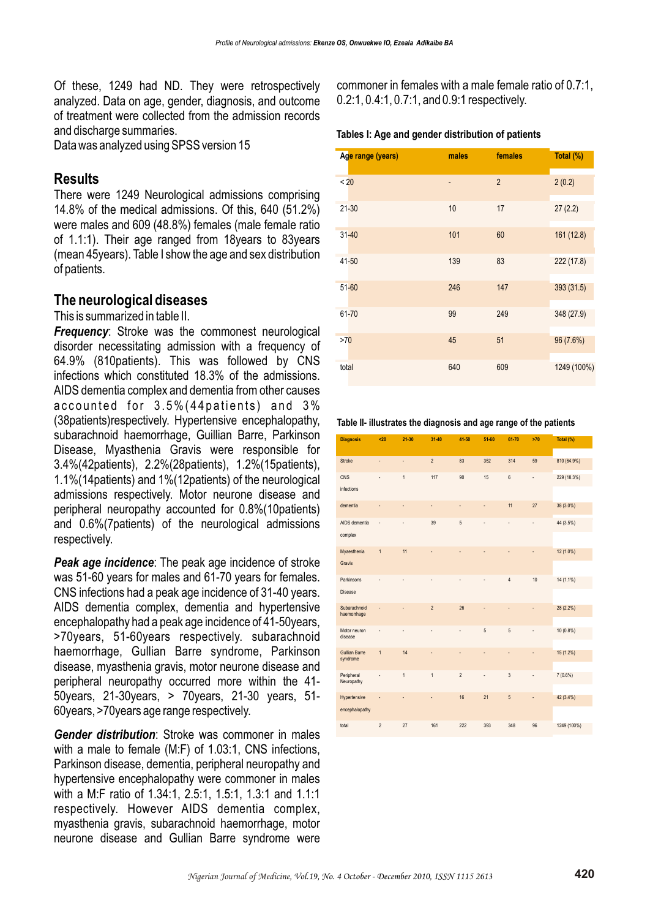Of these, 1249 had ND. They were retrospectively analyzed. Data on age, gender, diagnosis, and outcome of treatment were collected from the admission records and discharge summaries.

Data was analyzed using SPSS version 15

## Results

There were 1249 Neurological admissions comprising 14.8% of the medical admissions. Of this, 640 (51.2%) were males and 609 (48.8%) females (male female ratio of 1.1:1). Their age ranged from 18years to 83years (mean 45years). Table I show the age and sex distribution of patients.

## The neurological diseases

This is summarized in table II.

***Frequency***: Stroke was the commonest neurological disorder necessitating admission with a frequency of 64.9% (810patients). This was followed by CNS infections which constituted 18.3% of the admissions. AIDS dementia complex and dementia from other causes accounted for 3.5%(44patients) and 3% (38patients)respectively. Hypertensive encephalopathy, subarachnoid haemorrhage, Guillian Barre, Parkinson Disease, Myasthenia Gravis were responsible for 3.4%(42patients), 2.2%(28patients), 1.2%(15patients), 1.1%(14patients) and 1%(12patients) of the neurological admissions respectively. Motor neurone disease and peripheral neuropathy accounted for 0.8%(10patients) and 0.6%(7patients) of the neurological admissions respectively.

***Peak age incidence***: The peak age incidence of stroke was 51-60 years for males and 61-70 years for females. CNS infections had a peak age incidence of 31-40 years. AIDS dementia complex, dementia and hypertensive encephalopathy had a peak age incidence of 41-50years, >70years, 51-60years respectively. subarachnoid haemorrhage, Gullian Barre syndrome, Parkinson disease, myasthenia gravis, motor neurone disease and peripheral neuropathy occurred more within the 41-50years, 21-30years, > 70years, 21-30 years, 51-60years, >70years age range respectively.

***Gender distribution***: Stroke was commoner in males with a male to female (M:F) of 1.03:1, CNS infections, Parkinson disease, dementia, peripheral neuropathy and hypertensive encephalopathy were commoner in males with a M:F ratio of 1.34:1, 2.5:1, 1.5:1, 1.3:1 and 1.1:1 respectively. However AIDS dementia complex, myasthenia gravis, subarachnoid haemorrhage, motor neurone disease and Gullian Barre syndrome were commoner in females with a male female ratio of 0.7:1, 0.2:1, 0.4:1, 0.7:1, and 0.9:1 respectively.

**Tables I: Age and gender distribution of patients**

| Age range (years) | males | females | Total (%) |
|---|---|---|---|
| < 20 | - | 2 | 2 (0.2) |
| 21-30 | 10 | 17 | 27 (2.2) |
| 31-40 | 101 | 60 | 161 (12.8) |
| 41-50 | 139 | 83 | 222 (17.8) |
| 51-60 | 246 | 147 | 393 (31.5) |
| 61-70 | 99 | 249 | 348 (27.9) |
| >70 | 45 | 51 | 96 (7.6%) |
| total | 640 | 609 | 1249 (100%) |

**Table II- illustrates the diagnosis and age range of the patients**

| Diagnosis | <20 | 21-30 | 31-40 | 41-50 | 51-60 | 61-70 | >70 | Total (%) |
|---|---|---|---|---|---|---|---|---|
| Stroke | - | - | 2 | 83 | 352 | 314 | 59 | 810 (64.9%) |
| CNS infections | - | 1 | 117 | 90 | 15 | 6 | - | 229 (18.3%) |
| dementia | - | - | - | - | - | 11 | 27 | 38 (3.0%) |
| AIDS dementia complex | - | - | 39 | 5 | - | - | - | 44 (3.5%) |
| Myaesthenia Gravis | 1 | 11 | - | - | - | - | - | 12 (1.0%) |
| Parkinsons Disease | - | - | - | - | - | 4 | 10 | 14 (1.1%) |
| Subarachnoid haemorrhage | - | - | 2 | 26 | - | - | - | 28 (2.2%) |
| Motor neuron disease | - | - | - | - | 5 | 5 | - | 10 (0.8%) |
| Gullian Barre syndrome | 1 | 14 | - | - | - | - | - | 15 (1.2%) |
| Peripheral Neuropathy | - | 1 | 1 | 2 | - | 3 | - | 7 (0.6%) |
| Hypertensive encephalopathy | - | - | - | 16 | 21 | 5 | - | 42 (3.4%) |
| total | 2 | 27 | 161 | 222 | 393 | 348 | 96 | 1249 (100%) |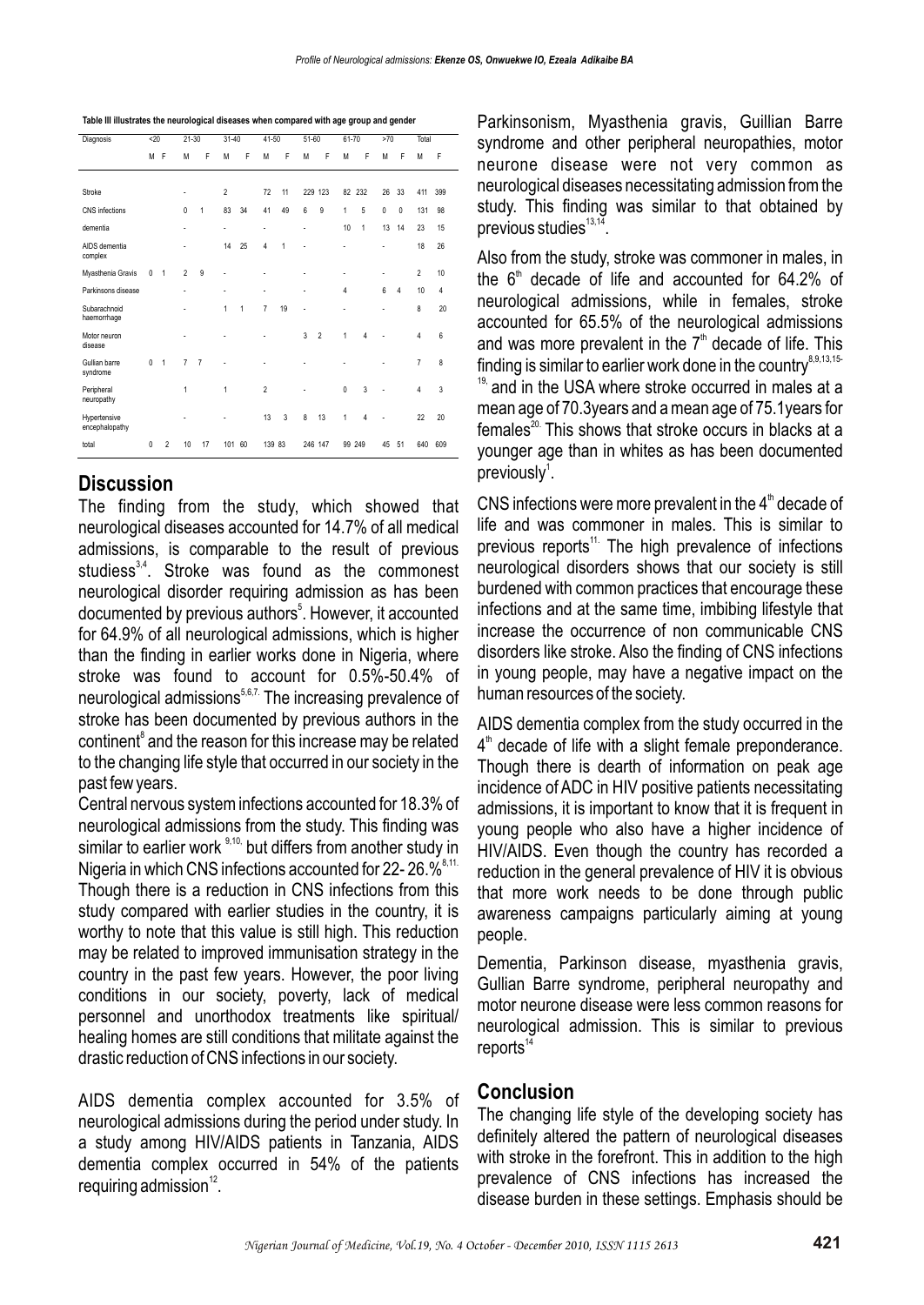**Table III illustrates the neurological diseases when compared with age group and gender**

| Diagnosis | <20 | | 21-30 | | 31-40 | | 41-50 | | 51-60 | | 61-70 | | >70 | | Total | |
|---|---|---|---|---|---|---|---|---|---|---|---|---|---|---|---|---|
| | M | F | M | F | M | F | M | F | M | F | M | F | M | F | M | F |
| Stroke | | | - | | 2 | | 72 | 11 | 229 | 123 | 82 | 232 | 26 | 33 | 411 | 399 |
| CNS infections | | | 0 | 1 | 83 | 34 | 41 | 49 | 6 | 9 | 1 | 5 | 0 | 0 | 131 | 98 |
| dementia | | | - | | - | | - | | - | | 10 | 1 | 13 | 14 | 23 | 15 |
| AIDS dementia complex | | | - | | 14 | 25 | 4 | 1 | - | | - | | - | | 18 | 26 |
| Myasthenia Gravis | 0 | 1 | 2 | 9 | - | | - | | - | | - | | - | | 2 | 10 |
| Parkinsons disease | | | - | | - | | - | | - | | 4 | | 6 | 4 | 10 | 4 |
| Subarachnoid haemorrhage | | | - | | 1 | 1 | 7 | 19 | - | | - | | - | | 8 | 20 |
| Motor neuron disease | | | - | | - | | - | | 3 | 2 | 1 | 4 | - | | 4 | 6 |
| Gullian barre syndrome | 0 | 1 | 7 | 7 | - | | - | | - | | - | | - | | 7 | 8 |
| Peripheral neuropathy | | | 1 | | 1 | | 2 | | - | | 0 | 3 | - | | 4 | 3 |
| Hypertensive encephalopathy | | | - | | - | | 13 | 3 | 8 | 13 | 1 | 4 | - | | 22 | 20 |
| total | 0 | 2 | 10 | 17 | 101 | 60 | 139 | 83 | 246 | 147 | 99 | 249 | 45 | 51 | 640 | 609 |

## Discussion

The finding from the study, which showed that neurological diseases accounted for 14.7% of all medical admissions, is comparable to the result of previous studiess[3,4]. Stroke was found as the commonest neurological disorder requiring admission as has been documented by previous authors[5]. However, it accounted for 64.9% of all neurological admissions, which is higher than the finding in earlier works done in Nigeria, where stroke was found to account for 0.5%-50.4% of neurological admissions[5,6,7]. The increasing prevalence of stroke has been documented by previous authors in the continent[8] and the reason for this increase may be related to the changing life style that occurred in our society in the past few years.

Central nervous system infections accounted for 18.3% of neurological admissions from the study. This finding was similar to earlier work [9,10] but differs from another study in Nigeria in which CNS infections accounted for 22- 26.%[8,11]. Though there is a reduction in CNS infections from this study compared with earlier studies in the country, it is worthy to note that this value is still high. This reduction may be related to improved immunisation strategy in the country in the past few years. However, the poor living conditions in our society, poverty, lack of medical personnel and unorthodox treatments like spiritual/ healing homes are still conditions that militate against the drastic reduction of CNS infections in our society.

AIDS dementia complex accounted for 3.5% of neurological admissions during the period under study. In a study among HIV/AIDS patients in Tanzania, AIDS dementia complex occurred in 54% of the patients requiring admission[12].

Parkinsonism, Myasthenia gravis, Guillian Barre syndrome and other peripheral neuropathies, motor neurone disease were not very common as neurological diseases necessitating admission from the study. This finding was similar to that obtained by previous studies[13,14].

Also from the study, stroke was commoner in males, in the 6[th] decade of life and accounted for 64.2% of neurological admissions, while in females, stroke accounted for 65.5% of the neurological admissions and was more prevalent in the 7[th] decade of life. This finding is similar to earlier work done in the country[8,9,13,15-19] and in the USA where stroke occurred in males at a mean age of 70.3years and a mean age of 75.1years for females[20]. This shows that stroke occurs in blacks at a younger age than in whites as has been documented previously[1].

CNS infections were more prevalent in the 4[th] decade of life and was commoner in males. This is similar to previous reports[11]. The high prevalence of infections neurological disorders shows that our society is still burdened with common practices that encourage these infections and at the same time, imbibing lifestyle that increase the occurrence of non communicable CNS disorders like stroke. Also the finding of CNS infections in young people, may have a negative impact on the human resources of the society.

AIDS dementia complex from the study occurred in the 4[th] decade of life with a slight female preponderance. Though there is dearth of information on peak age incidence of ADC in HIV positive patients necessitating admissions, it is important to know that it is frequent in young people who also have a higher incidence of HIV/AIDS. Even though the country has recorded a reduction in the general prevalence of HIV it is obvious that more work needs to be done through public awareness campaigns particularly aiming at young people.

Dementia, Parkinson disease, myasthenia gravis, Gullian Barre syndrome, peripheral neuropathy and motor neurone disease were less common reasons for neurological admission. This is similar to previous reports[14]

## Conclusion

The changing life style of the developing society has definitely altered the pattern of neurological diseases with stroke in the forefront. This in addition to the high prevalence of CNS infections has increased the disease burden in these settings. Emphasis should be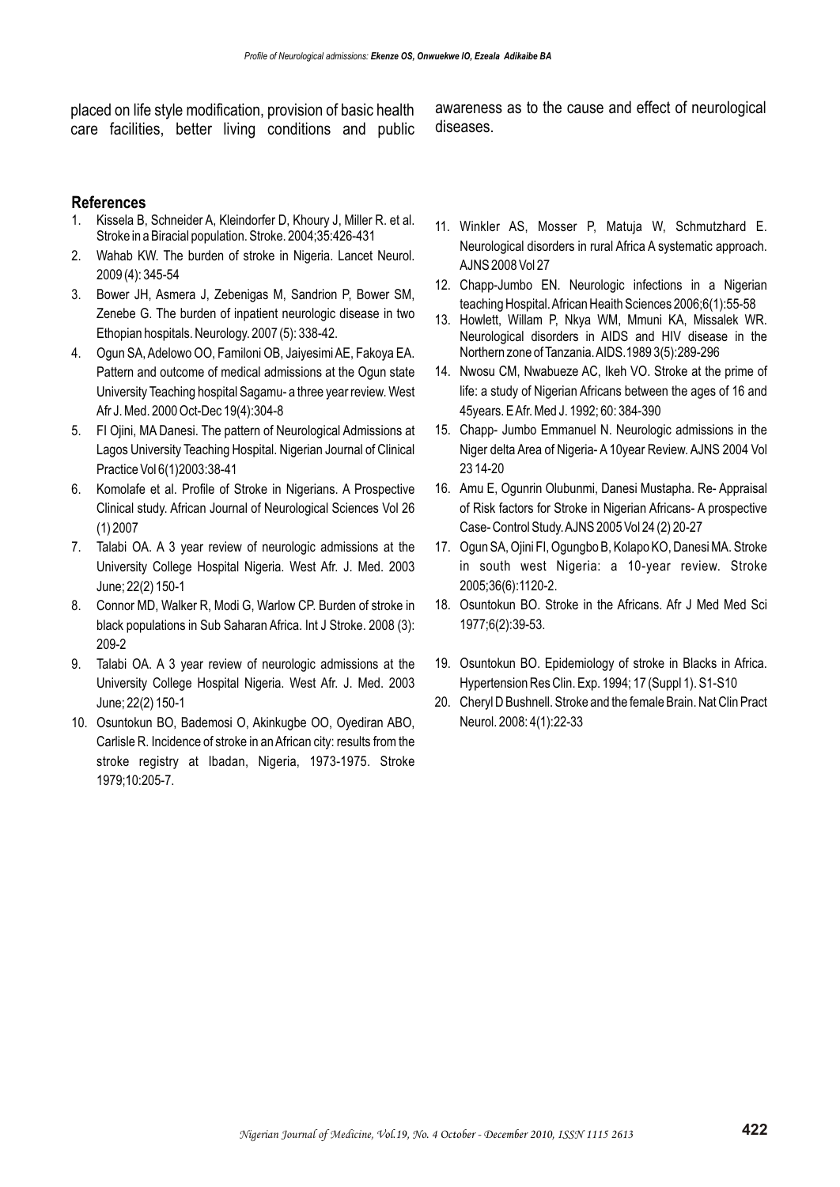placed on life style modification, provision of basic health care facilities, better living conditions and public awareness as to the cause and effect of neurological diseases.

## References

1. Kissela B, Schneider A, Kleindorfer D, Khoury J, Miller R. et al. Stroke in a Biracial population. Stroke. 2004;35:426-431
2. Wahab KW. The burden of stroke in Nigeria. Lancet Neurol. 2009 (4): 345-54
3. Bower JH, Asmera J, Zebenigas M, Sandrion P, Bower SM, Zenebe G. The burden of inpatient neurologic disease in two Ethopian hospitals. Neurology. 2007 (5): 338-42.
4. Ogun SA, Adelowo OO, Familoni OB, Jaiyesimi AE, Fakoya EA. Pattern and outcome of medical admissions at the Ogun state University Teaching hospital Sagamu- a three year review. West Afr J. Med. 2000 Oct-Dec 19(4):304-8
5. FI Ojini, MA Danesi. The pattern of Neurological Admissions at Lagos University Teaching Hospital. Nigerian Journal of Clinical Practice Vol 6(1)2003:38-41
6. Komolafe et al. Profile of Stroke in Nigerians. A Prospective Clinical study. African Journal of Neurological Sciences Vol 26 (1) 2007
7. Talabi OA. A 3 year review of neurologic admissions at the University College Hospital Nigeria. West Afr. J. Med. 2003 June; 22(2) 150-1
8. Connor MD, Walker R, Modi G, Warlow CP. Burden of stroke in black populations in Sub Saharan Africa. Int J Stroke. 2008 (3): 209-2
9. Talabi OA. A 3 year review of neurologic admissions at the University College Hospital Nigeria. West Afr. J. Med. 2003 June; 22(2) 150-1
10. Osuntokun BO, Bademosi O, Akinkugbe OO, Oyediran ABO, Carlisle R. Incidence of stroke in an African city: results from the stroke registry at Ibadan, Nigeria, 1973-1975. Stroke 1979;10:205-7.
11. Winkler AS, Mosser P, Matuja W, Schmutzhard E. Neurological disorders in rural Africa A systematic approach. AJNS 2008 Vol 27
12. Chapp-Jumbo EN. Neurologic infections in a Nigerian teaching Hospital. African Heaith Sciences 2006;6(1):55-58
13. Howlett, Willam P, Nkya WM, Mmuni KA, Missalek WR. Neurological disorders in AIDS and HIV disease in the Northern zone of Tanzania. AIDS.1989 3(5):289-296
14. Nwosu CM, Nwabueze AC, Ikeh VO. Stroke at the prime of life: a study of Nigerian Africans between the ages of 16 and 45years. E Afr. Med J. 1992; 60: 384-390
15. Chapp- Jumbo Emmanuel N. Neurologic admissions in the Niger delta Area of Nigeria- A 10year Review. AJNS 2004 Vol 23 14-20
16. Amu E, Ogunrin Olubunmi, Danesi Mustapha. Re- Appraisal of Risk factors for Stroke in Nigerian Africans- A prospective Case- Control Study. AJNS 2005 Vol 24 (2) 20-27
17. Ogun SA, Ojini FI, Ogungbo B, Kolapo KO, Danesi MA. Stroke in south west Nigeria: a 10-year review. Stroke 2005;36(6):1120-2.
18. Osuntokun BO. Stroke in the Africans. Afr J Med Med Sci 1977;6(2):39-53.
19. Osuntokun BO. Epidemiology of stroke in Blacks in Africa. Hypertension Res Clin. Exp. 1994; 17 (Suppl 1). S1-S10
20. Cheryl D Bushnell. Stroke and the female Brain. Nat Clin Pract Neurol. 2008: 4(1):22-33